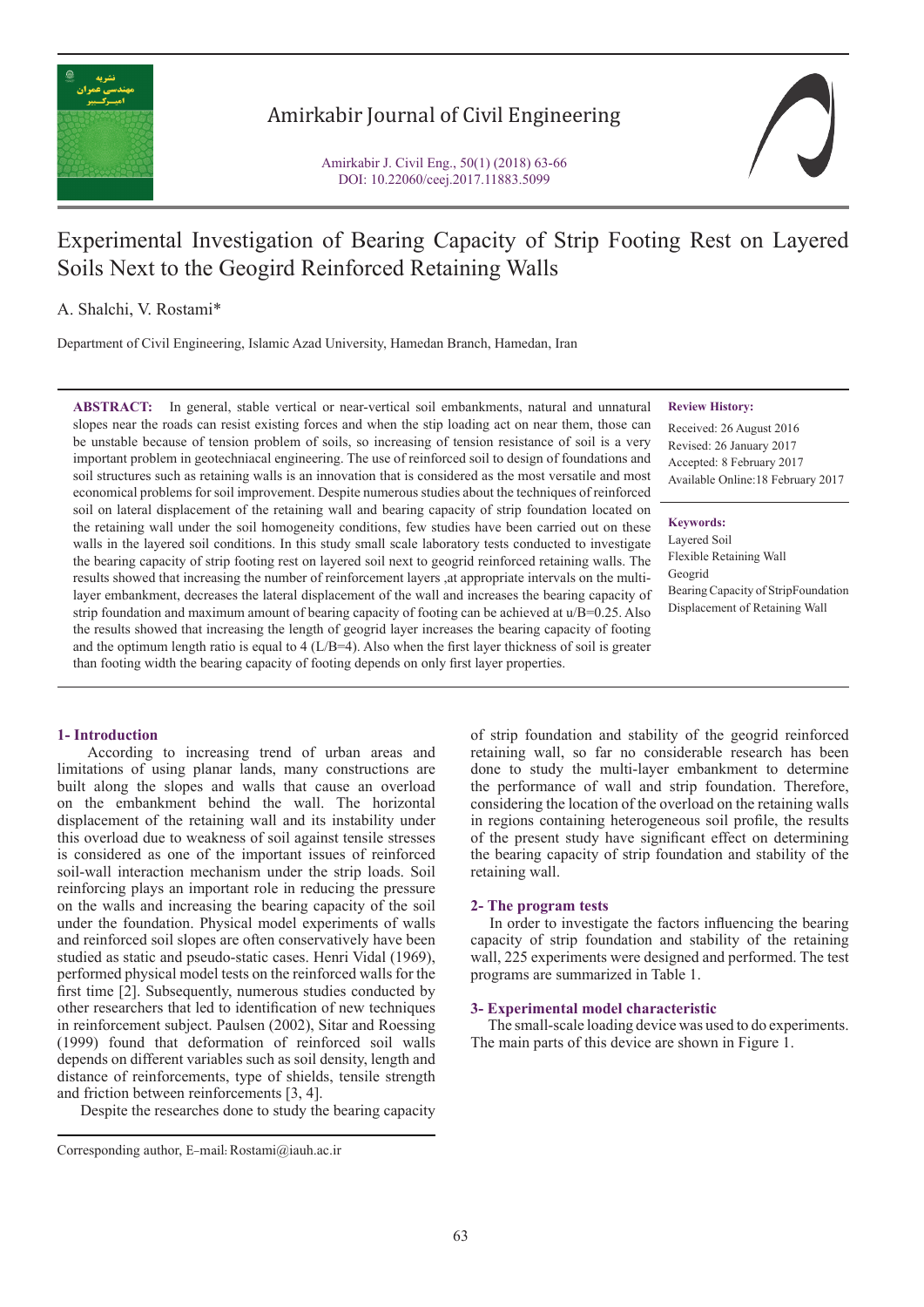# Experimental Investigation of Bearing Capacity of Strip Footing Rest on Layered Soils Next to the Geogird Reinforced Retaining Walls

A. Shalchi, V. Rostami*

Department of Civil Engineering, Islamic Azad University, Hamedan Branch, Hamedan, Iran

**ABSTRACT:** In general, stable vertical or near-vertical soil embankments, natural and unnatural slopes near the roads can resist existing forces and when the stip loading act on near them, those can be unstable because of tension problem of soils, so increasing of tension resistance of soil is a very important problem in geotechniacal engineering. The use of reinforced soil to design of foundations and soil structures such as retaining walls is an innovation that is considered as the most versatile and most economical problems for soil improvement. Despite numerous studies about the techniques of reinforced soil on lateral displacement of the retaining wall and bearing capacity of strip foundation located on the retaining wall under the soil homogeneity conditions, few studies have been carried out on these walls in the layered soil conditions. In this study small scale laboratory tests conducted to investigate the bearing capacity of strip footing rest on layered soil next to geogrid reinforced retaining walls. The results showed that increasing the number of reinforcement layers ,at appropriate intervals on the multi-layer embankment, decreases the lateral displacement of the wall and increases the bearing capacity of strip foundation and maximum amount of bearing capacity of footing can be achieved at u/B=0.25. Also the results showed that increasing the length of geogrid layer increases the bearing capacity of footing and the optimum length ratio is equal to 4 (L/B=4). Also when the first layer thickness of soil is greater than footing width the bearing capacity of footing depends on only first layer properties.

**Review History:**

Received: 26 August 2016
Revised: 26 January 2017
Accepted: 8 February 2017
Available Online:18 February 2017

**Keywords:**

Layered Soil
Flexible Retaining Wall
Geogrid
Bearing Capacity of StripFoundation
Displacement of Retaining Wall

## 1- Introduction

According to increasing trend of urban areas and limitations of using planar lands, many constructions are built along the slopes and walls that cause an overload on the embankment behind the wall. The horizontal displacement of the retaining wall and its instability under this overload due to weakness of soil against tensile stresses is considered as one of the important issues of reinforced soil-wall interaction mechanism under the strip loads. Soil reinforcing plays an important role in reducing the pressure on the walls and increasing the bearing capacity of the soil under the foundation. Physical model experiments of walls and reinforced soil slopes are often conservatively have been studied as static and pseudo-static cases. Henri Vidal (1969), performed physical model tests on the reinforced walls for the first time [2]. Subsequently, numerous studies conducted by other researchers that led to identification of new techniques in reinforcement subject. Paulsen (2002), Sitar and Roessing (1999) found that deformation of reinforced soil walls depends on different variables such as soil density, length and distance of reinforcements, type of shields, tensile strength and friction between reinforcements [3, 4].

Despite the researches done to study the bearing capacity of strip foundation and stability of the geogrid reinforced retaining wall, so far no considerable research has been done to study the multi-layer embankment to determine the performance of wall and strip foundation. Therefore, considering the location of the overload on the retaining walls in regions containing heterogeneous soil profile, the results of the present study have significant effect on determining the bearing capacity of strip foundation and stability of the retaining wall.

## 2- The program tests

In order to investigate the factors influencing the bearing capacity of strip foundation and stability of the retaining wall, 225 experiments were designed and performed. The test programs are summarized in Table 1.

## 3- Experimental model characteristic

The small-scale loading device was used to do experiments. The main parts of this device are shown in Figure 1.

Corresponding author, E-mail: Rostami@iauh.ac.ir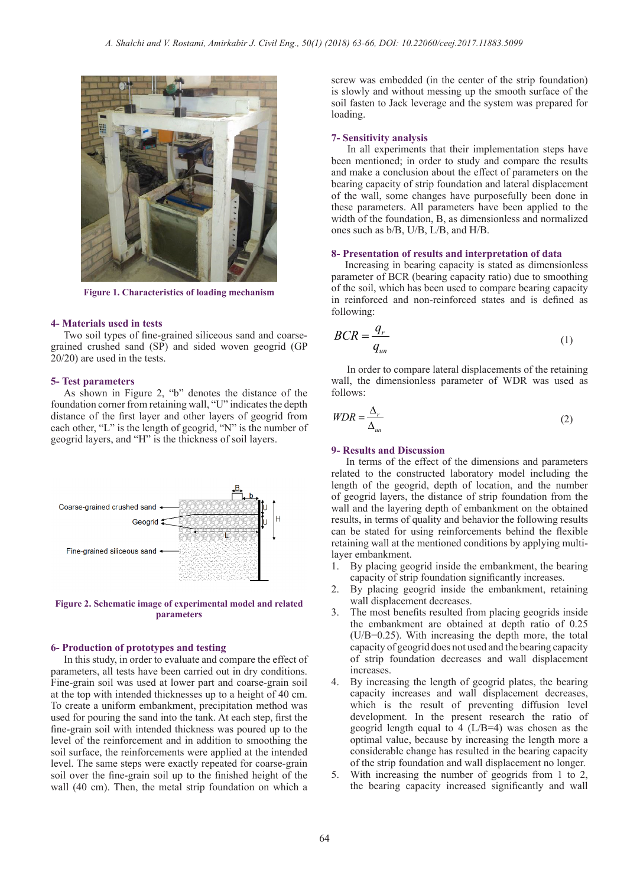Figure 1. Characteristics of loading mechanism

## 4- Materials used in tests

Two soil types of fine-grained siliceous sand and coarse-grained crushed sand (SP) and sided woven geogrid (GP 20/20) are used in the tests.

## 5- Test parameters

As shown in Figure 2, "b" denotes the distance of the foundation corner from retaining wall, "U" indicates the depth distance of the first layer and other layers of geogrid from each other, "L" is the length of geogrid, "N" is the number of geogrid layers, and "H" is the thickness of soil layers.

Figure 2. Schematic image of experimental model and related parameters

## 6- Production of prototypes and testing

In this study, in order to evaluate and compare the effect of parameters, all tests have been carried out in dry conditions. Fine-grain soil was used at lower part and coarse-grain soil at the top with intended thicknesses up to a height of 40 cm. To create a uniform embankment, precipitation method was used for pouring the sand into the tank. At each step, first the fine-grain soil with intended thickness was poured up to the level of the reinforcement and in addition to smoothing the soil surface, the reinforcements were applied at the intended level. The same steps were exactly repeated for coarse-grain soil over the fine-grain soil up to the finished height of the wall (40 cm). Then, the metal strip foundation on which a screw was embedded (in the center of the strip foundation) is slowly and without messing up the smooth surface of the soil fasten to Jack leverage and the system was prepared for loading.

## 7- Sensitivity analysis

In all experiments that their implementation steps have been mentioned; in order to study and compare the results and make a conclusion about the effect of parameters on the bearing capacity of strip foundation and lateral displacement of the wall, some changes have purposefully been done in these parameters. All parameters have been applied to the width of the foundation, B, as dimensionless and normalized ones such as b/B, U/B, L/B, and H/B.

## 8- Presentation of results and interpretation of data

Increasing in bearing capacity is stated as dimensionless parameter of BCR (bearing capacity ratio) due to smoothing of the soil, which has been used to compare bearing capacity in reinforced and non-reinforced states and is defined as following:

$$BCR = \frac{q_r}{q_{un}} \tag{1}$$

In order to compare lateral displacements of the retaining wall, the dimensionless parameter of WDR was used as follows:

$$WDR = \frac{\Delta_r}{\Delta_{un}} \tag{2}$$

## 9- Results and Discussion

In terms of the effect of the dimensions and parameters related to the constructed laboratory model including the length of the geogrid, depth of location, and the number of geogrid layers, the distance of strip foundation from the wall and the layering depth of embankment on the obtained results, in terms of quality and behavior the following results can be stated for using reinforcements behind the flexible retaining wall at the mentioned conditions by applying multi-layer embankment.

1. By placing geogrid inside the embankment, the bearing capacity of strip foundation significantly increases.
2. By placing geogrid inside the embankment, retaining wall displacement decreases.
3. The most benefits resulted from placing geogrids inside the embankment are obtained at depth ratio of 0.25 (U/B=0.25). With increasing the depth more, the total capacity of geogrid does not used and the bearing capacity of strip foundation decreases and wall displacement increases.
4. By increasing the length of geogrid plates, the bearing capacity increases and wall displacement decreases, which is the result of preventing diffusion level development. In the present research the ratio of geogrid length equal to 4 (L/B=4) was chosen as the optimal value, because by increasing the length more a considerable change has resulted in the bearing capacity of the strip foundation and wall displacement no longer.
5. With increasing the number of geogrids from 1 to 2, the bearing capacity increased significantly and wall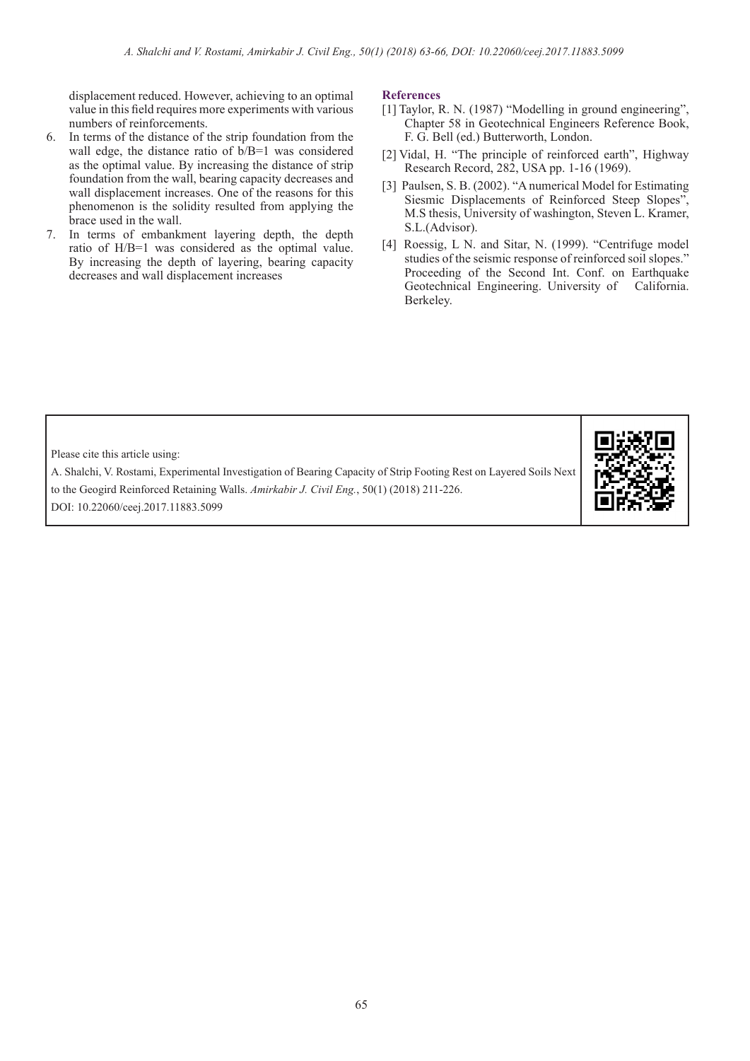displacement reduced. However, achieving to an optimal value in this field requires more experiments with various numbers of reinforcements.

6. In terms of the distance of the strip foundation from the wall edge, the distance ratio of b/B=1 was considered as the optimal value. By increasing the distance of strip foundation from the wall, bearing capacity decreases and wall displacement increases. One of the reasons for this phenomenon is the solidity resulted from applying the brace used in the wall.
7. In terms of embankment layering depth, the depth ratio of H/B=1 was considered as the optimal value. By increasing the depth of layering, bearing capacity decreases and wall displacement increases

**References**

[1] Taylor, R. N. (1987) "Modelling in ground engineering", Chapter 58 in Geotechnical Engineers Reference Book, F. G. Bell (ed.) Butterworth, London.

[2] Vidal, H. "The principle of reinforced earth", Highway Research Record, 282, USA pp. 1-16 (1969).

[3] Paulsen, S. B. (2002). "A numerical Model for Estimating Siesmic Displacements of Reinforced Steep Slopes", M.S thesis, University of washington, Steven L. Kramer, S.L.(Advisor).

[4] Roessig, L N. and Sitar, N. (1999). "Centrifuge model studies of the seismic response of reinforced soil slopes." Proceeding of the Second Int. Conf. on Earthquake Geotechnical Engineering. University of California. Berkeley.

Please cite this article using:

A. Shalchi, V. Rostami, Experimental Investigation of Bearing Capacity of Strip Footing Rest on Layered Soils Next to the Geogird Reinforced Retaining Walls. *Amirkabir J. Civil Eng.*, 50(1) (2018) 211-226.

DOI: 10.22060/ceej.2017.11883.5099